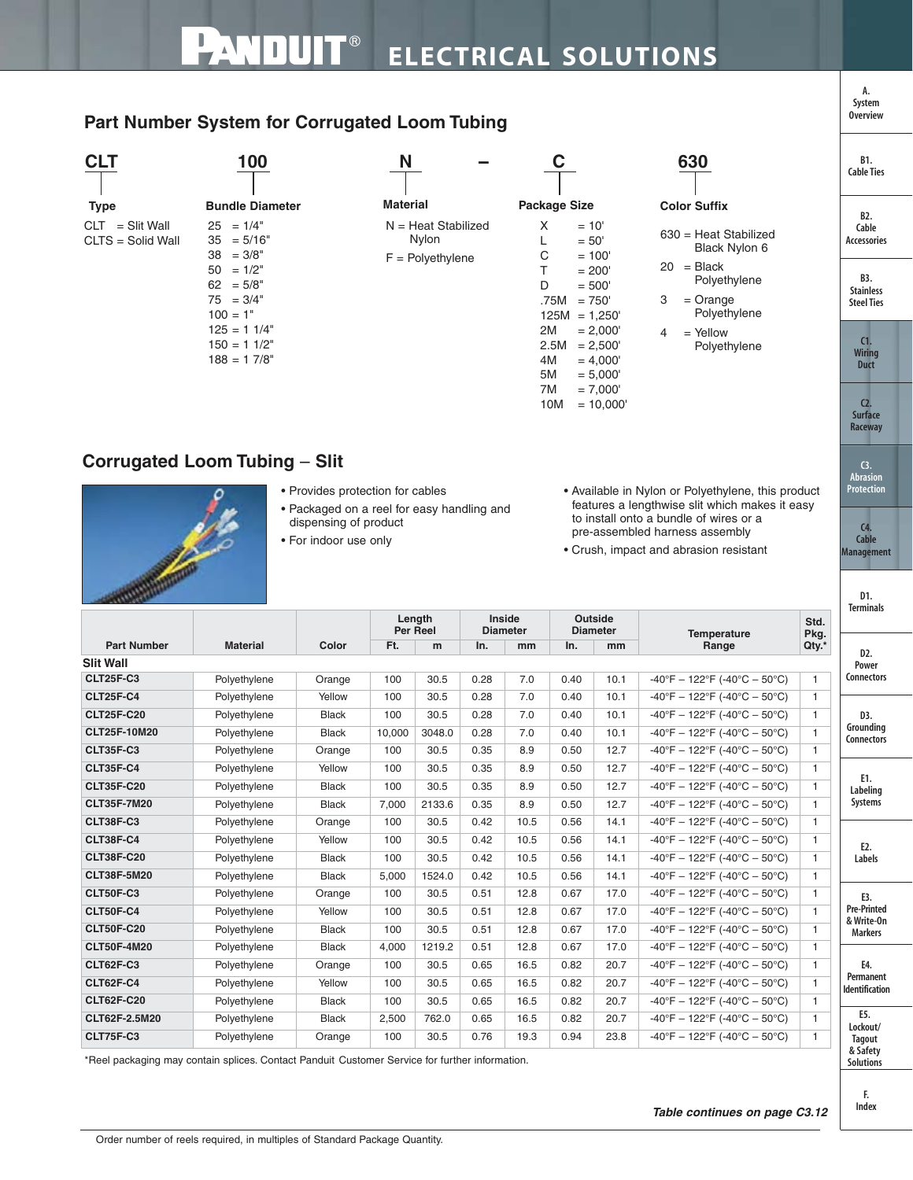## Part Number System for Corrugated Loom Tubing

| CLT | 100 | N | – | C | 630 |
|---|---|---|---|---|---|
| **Type** | **Bundle Diameter** | **Material** | | **Package Size** | **Color Suffix** |
| CLT = Slit Wall | 25 = 1/4" | N = Heat Stabilized Nylon | | X = 10' | 630 = Heat Stabilized Black Nylon 6 |
| CLTS = Solid Wall | 35 = 5/16" | F = Polyethylene | | L = 50' | 20 = Black Polyethylene |
| | 38 = 3/8" | | | C = 100' | 3 = Orange Polyethylene |
| | 50 = 1/2" | | | T = 200' | 4 = Yellow Polyethylene |
| | 62 = 5/8" | | | D = 500' | |
| | 75 = 3/4" | | | .75M = 750' | |
| | 100 = 1" | | | 125M = 1,250' | |
| | 125 = 1 1/4" | | | 2M = 2,000' | |
| | 150 = 1 1/2" | | | 2.5M = 2,500' | |
| | 188 = 1 7/8" | | | 4M = 4,000' | |
| | | | | 5M = 5,000' | |
| | | | | 7M = 7,000' | |
| | | | | 10M = 10,000' | |

## Corrugated Loom Tubing – Slit

- Provides protection for cables
- Packaged on a reel for easy handling and dispensing of product
- For indoor use only
- Available in Nylon or Polyethylene, this product features a lengthwise slit which makes it easy to install onto a bundle of wires or a pre-assembled harness assembly
- Crush, impact and abrasion resistant

| Part Number | Material | Color | Length Per Reel | | Inside Diameter | | Outside Diameter | | Temperature Range | Std. Pkg. Qty.* |
|---|---|---|---|---|---|---|---|---|---|---|
| | | | Ft. | m | In. | mm | In. | mm | | |
| **Slit Wall** | | | | | | | | | | |
| CLT25F-C3 | Polyethylene | Orange | 100 | 30.5 | 0.28 | 7.0 | 0.40 | 10.1 | -40°F – 122°F (-40°C – 50°C) | 1 |
| CLT25F-C4 | Polyethylene | Yellow | 100 | 30.5 | 0.28 | 7.0 | 0.40 | 10.1 | -40°F – 122°F (-40°C – 50°C) | 1 |
| CLT25F-C20 | Polyethylene | Black | 100 | 30.5 | 0.28 | 7.0 | 0.40 | 10.1 | -40°F – 122°F (-40°C – 50°C) | 1 |
| CLT25F-10M20 | Polyethylene | Black | 10,000 | 3048.0 | 0.28 | 7.0 | 0.40 | 10.1 | -40°F – 122°F (-40°C – 50°C) | 1 |
| CLT35F-C3 | Polyethylene | Orange | 100 | 30.5 | 0.35 | 8.9 | 0.50 | 12.7 | -40°F – 122°F (-40°C – 50°C) | 1 |
| CLT35F-C4 | Polyethylene | Yellow | 100 | 30.5 | 0.35 | 8.9 | 0.50 | 12.7 | -40°F – 122°F (-40°C – 50°C) | 1 |
| CLT35F-C20 | Polyethylene | Black | 100 | 30.5 | 0.35 | 8.9 | 0.50 | 12.7 | -40°F – 122°F (-40°C – 50°C) | 1 |
| CLT35F-7M20 | Polyethylene | Black | 7,000 | 2133.6 | 0.35 | 8.9 | 0.50 | 12.7 | -40°F – 122°F (-40°C – 50°C) | 1 |
| CLT38F-C3 | Polyethylene | Orange | 100 | 30.5 | 0.42 | 10.5 | 0.56 | 14.1 | -40°F – 122°F (-40°C – 50°C) | 1 |
| CLT38F-C4 | Polyethylene | Yellow | 100 | 30.5 | 0.42 | 10.5 | 0.56 | 14.1 | -40°F – 122°F (-40°C – 50°C) | 1 |
| CLT38F-C20 | Polyethylene | Black | 100 | 30.5 | 0.42 | 10.5 | 0.56 | 14.1 | -40°F – 122°F (-40°C – 50°C) | 1 |
| CLT38F-5M20 | Polyethylene | Black | 5,000 | 1524.0 | 0.42 | 10.5 | 0.56 | 14.1 | -40°F – 122°F (-40°C – 50°C) | 1 |
| CLT50F-C3 | Polyethylene | Orange | 100 | 30.5 | 0.51 | 12.8 | 0.67 | 17.0 | -40°F – 122°F (-40°C – 50°C) | 1 |
| CLT50F-C4 | Polyethylene | Yellow | 100 | 30.5 | 0.51 | 12.8 | 0.67 | 17.0 | -40°F – 122°F (-40°C – 50°C) | 1 |
| CLT50F-C20 | Polyethylene | Black | 100 | 30.5 | 0.51 | 12.8 | 0.67 | 17.0 | -40°F – 122°F (-40°C – 50°C) | 1 |
| CLT50F-4M20 | Polyethylene | Black | 4,000 | 1219.2 | 0.51 | 12.8 | 0.67 | 17.0 | -40°F – 122°F (-40°C – 50°C) | 1 |
| CLT62F-C3 | Polyethylene | Orange | 100 | 30.5 | 0.65 | 16.5 | 0.82 | 20.7 | -40°F – 122°F (-40°C – 50°C) | 1 |
| CLT62F-C4 | Polyethylene | Yellow | 100 | 30.5 | 0.65 | 16.5 | 0.82 | 20.7 | -40°F – 122°F (-40°C – 50°C) | 1 |
| CLT62F-C20 | Polyethylene | Black | 100 | 30.5 | 0.65 | 16.5 | 0.82 | 20.7 | -40°F – 122°F (-40°C – 50°C) | 1 |
| CLT62F-2.5M20 | Polyethylene | Black | 2,500 | 762.0 | 0.65 | 16.5 | 0.82 | 20.7 | -40°F – 122°F (-40°C – 50°C) | 1 |
| CLT75F-C3 | Polyethylene | Orange | 100 | 30.5 | 0.76 | 19.3 | 0.94 | 23.8 | -40°F – 122°F (-40°C – 50°C) | 1 |

*Reel packaging may contain splices. Contact Panduit Customer Service for further information.

***Table continues on page C3.12***

Order number of reels required, in multiples of Standard Package Quantity.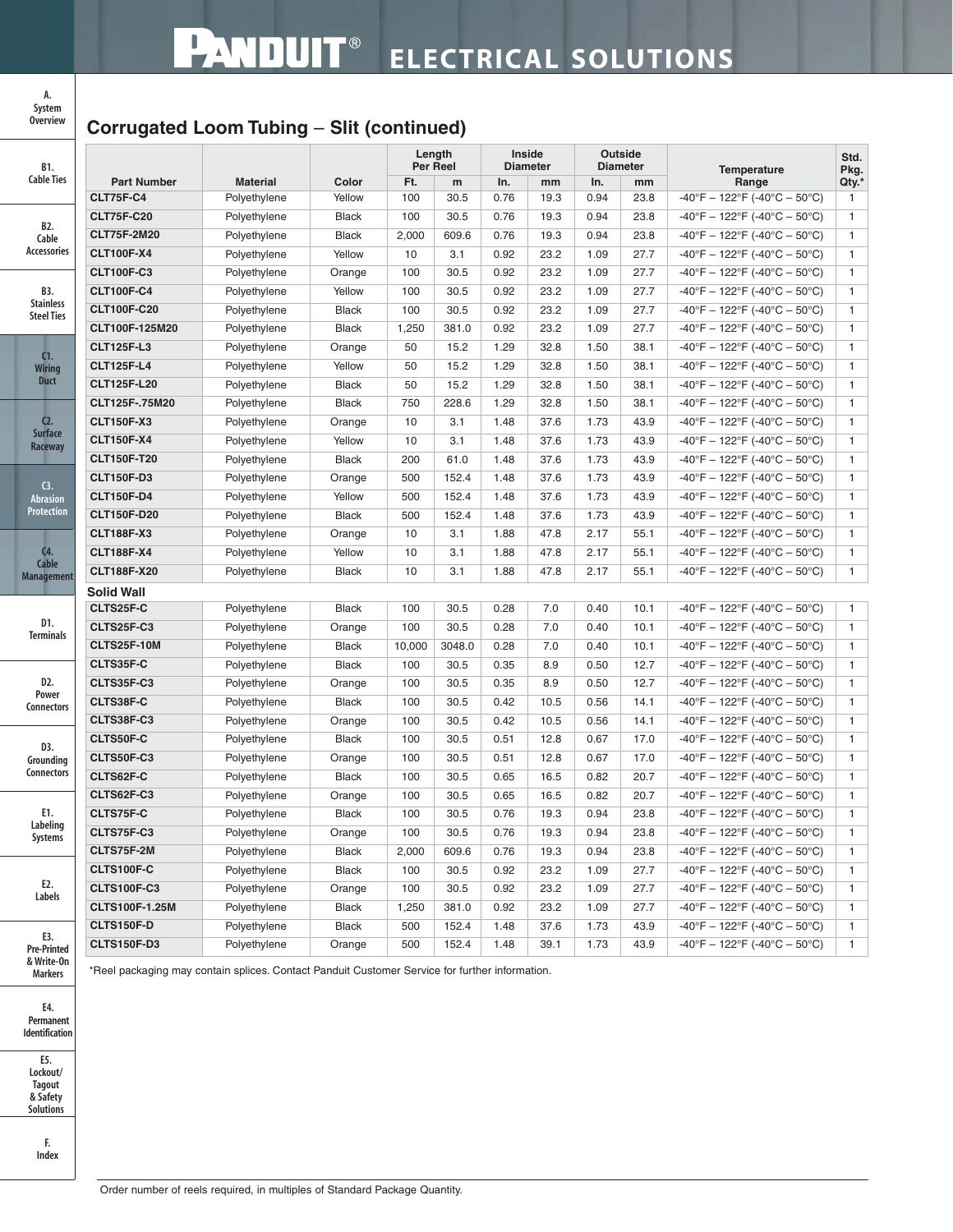## Corrugated Loom Tubing – Slit (continued)

| Part Number | Material | Color | Length Per Reel | | Inside Diameter | | Outside Diameter | | Temperature Range | Std. Pkg. Qty.* |
|---|---|---|---|---|---|---|---|---|---|---|
| | | | Ft. | m | In. | mm | In. | mm | | |
| CLT75F-C4 | Polyethylene | Yellow | 100 | 30.5 | 0.76 | 19.3 | 0.94 | 23.8 | -40°F – 122°F (-40°C – 50°C) | 1 |
| CLT75F-C20 | Polyethylene | Black | 100 | 30.5 | 0.76 | 19.3 | 0.94 | 23.8 | -40°F – 122°F (-40°C – 50°C) | 1 |
| CLT75F-2M20 | Polyethylene | Black | 2,000 | 609.6 | 0.76 | 19.3 | 0.94 | 23.8 | -40°F – 122°F (-40°C – 50°C) | 1 |
| CLT100F-X4 | Polyethylene | Yellow | 10 | 3.1 | 0.92 | 23.2 | 1.09 | 27.7 | -40°F – 122°F (-40°C – 50°C) | 1 |
| CLT100F-C3 | Polyethylene | Orange | 100 | 30.5 | 0.92 | 23.2 | 1.09 | 27.7 | -40°F – 122°F (-40°C – 50°C) | 1 |
| CLT100F-C4 | Polyethylene | Yellow | 100 | 30.5 | 0.92 | 23.2 | 1.09 | 27.7 | -40°F – 122°F (-40°C – 50°C) | 1 |
| CLT100F-C20 | Polyethylene | Black | 100 | 30.5 | 0.92 | 23.2 | 1.09 | 27.7 | -40°F – 122°F (-40°C – 50°C) | 1 |
| CLT100F-125M20 | Polyethylene | Black | 1,250 | 381.0 | 0.92 | 23.2 | 1.09 | 27.7 | -40°F – 122°F (-40°C – 50°C) | 1 |
| CLT125F-L3 | Polyethylene | Orange | 50 | 15.2 | 1.29 | 32.8 | 1.50 | 38.1 | -40°F – 122°F (-40°C – 50°C) | 1 |
| CLT125F-L4 | Polyethylene | Yellow | 50 | 15.2 | 1.29 | 32.8 | 1.50 | 38.1 | -40°F – 122°F (-40°C – 50°C) | 1 |
| CLT125F-L20 | Polyethylene | Black | 50 | 15.2 | 1.29 | 32.8 | 1.50 | 38.1 | -40°F – 122°F (-40°C – 50°C) | 1 |
| CLT125F-.75M20 | Polyethylene | Black | 750 | 228.6 | 1.29 | 32.8 | 1.50 | 38.1 | -40°F – 122°F (-40°C – 50°C) | 1 |
| CLT150F-X3 | Polyethylene | Orange | 10 | 3.1 | 1.48 | 37.6 | 1.73 | 43.9 | -40°F – 122°F (-40°C – 50°C) | 1 |
| CLT150F-X4 | Polyethylene | Yellow | 10 | 3.1 | 1.48 | 37.6 | 1.73 | 43.9 | -40°F – 122°F (-40°C – 50°C) | 1 |
| CLT150F-T20 | Polyethylene | Black | 200 | 61.0 | 1.48 | 37.6 | 1.73 | 43.9 | -40°F – 122°F (-40°C – 50°C) | 1 |
| CLT150F-D3 | Polyethylene | Orange | 500 | 152.4 | 1.48 | 37.6 | 1.73 | 43.9 | -40°F – 122°F (-40°C – 50°C) | 1 |
| CLT150F-D4 | Polyethylene | Yellow | 500 | 152.4 | 1.48 | 37.6 | 1.73 | 43.9 | -40°F – 122°F (-40°C – 50°C) | 1 |
| CLT150F-D20 | Polyethylene | Black | 500 | 152.4 | 1.48 | 37.6 | 1.73 | 43.9 | -40°F – 122°F (-40°C – 50°C) | 1 |
| CLT188F-X3 | Polyethylene | Orange | 10 | 3.1 | 1.88 | 47.8 | 2.17 | 55.1 | -40°F – 122°F (-40°C – 50°C) | 1 |
| CLT188F-X4 | Polyethylene | Yellow | 10 | 3.1 | 1.88 | 47.8 | 2.17 | 55.1 | -40°F – 122°F (-40°C – 50°C) | 1 |
| CLT188F-X20 | Polyethylene | Black | 10 | 3.1 | 1.88 | 47.8 | 2.17 | 55.1 | -40°F – 122°F (-40°C – 50°C) | 1 |
| **Solid Wall** | | | | | | | | | | |
| CLTS25F-C | Polyethylene | Black | 100 | 30.5 | 0.28 | 7.0 | 0.40 | 10.1 | -40°F – 122°F (-40°C – 50°C) | 1 |
| CLTS25F-C3 | Polyethylene | Orange | 100 | 30.5 | 0.28 | 7.0 | 0.40 | 10.1 | -40°F – 122°F (-40°C – 50°C) | 1 |
| CLTS25F-10M | Polyethylene | Black | 10,000 | 3048.0 | 0.28 | 7.0 | 0.40 | 10.1 | -40°F – 122°F (-40°C – 50°C) | 1 |
| CLTS35F-C | Polyethylene | Black | 100 | 30.5 | 0.35 | 8.9 | 0.50 | 12.7 | -40°F – 122°F (-40°C – 50°C) | 1 |
| CLTS35F-C3 | Polyethylene | Orange | 100 | 30.5 | 0.35 | 8.9 | 0.50 | 12.7 | -40°F – 122°F (-40°C – 50°C) | 1 |
| CLTS38F-C | Polyethylene | Black | 100 | 30.5 | 0.42 | 10.5 | 0.56 | 14.1 | -40°F – 122°F (-40°C – 50°C) | 1 |
| CLTS38F-C3 | Polyethylene | Orange | 100 | 30.5 | 0.42 | 10.5 | 0.56 | 14.1 | -40°F – 122°F (-40°C – 50°C) | 1 |
| CLTS50F-C | Polyethylene | Black | 100 | 30.5 | 0.51 | 12.8 | 0.67 | 17.0 | -40°F – 122°F (-40°C – 50°C) | 1 |
| CLTS50F-C3 | Polyethylene | Orange | 100 | 30.5 | 0.51 | 12.8 | 0.67 | 17.0 | -40°F – 122°F (-40°C – 50°C) | 1 |
| CLTS62F-C | Polyethylene | Black | 100 | 30.5 | 0.65 | 16.5 | 0.82 | 20.7 | -40°F – 122°F (-40°C – 50°C) | 1 |
| CLTS62F-C3 | Polyethylene | Orange | 100 | 30.5 | 0.65 | 16.5 | 0.82 | 20.7 | -40°F – 122°F (-40°C – 50°C) | 1 |
| CLTS75F-C | Polyethylene | Black | 100 | 30.5 | 0.76 | 19.3 | 0.94 | 23.8 | -40°F – 122°F (-40°C – 50°C) | 1 |
| CLTS75F-C3 | Polyethylene | Orange | 100 | 30.5 | 0.76 | 19.3 | 0.94 | 23.8 | -40°F – 122°F (-40°C – 50°C) | 1 |
| CLTS75F-2M | Polyethylene | Black | 2,000 | 609.6 | 0.76 | 19.3 | 0.94 | 23.8 | -40°F – 122°F (-40°C – 50°C) | 1 |
| CLTS100F-C | Polyethylene | Black | 100 | 30.5 | 0.92 | 23.2 | 1.09 | 27.7 | -40°F – 122°F (-40°C – 50°C) | 1 |
| CLTS100F-C3 | Polyethylene | Orange | 100 | 30.5 | 0.92 | 23.2 | 1.09 | 27.7 | -40°F – 122°F (-40°C – 50°C) | 1 |
| CLTS100F-1.25M | Polyethylene | Black | 1,250 | 381.0 | 0.92 | 23.2 | 1.09 | 27.7 | -40°F – 122°F (-40°C – 50°C) | 1 |
| CLTS150F-D | Polyethylene | Black | 500 | 152.4 | 1.48 | 37.6 | 1.73 | 43.9 | -40°F – 122°F (-40°C – 50°C) | 1 |
| CLTS150F-D3 | Polyethylene | Orange | 500 | 152.4 | 1.48 | 39.1 | 1.73 | 43.9 | -40°F – 122°F (-40°C – 50°C) | 1 |

*Reel packaging may contain splices. Contact Panduit Customer Service for further information.

Order number of reels required, in multiples of Standard Package Quantity.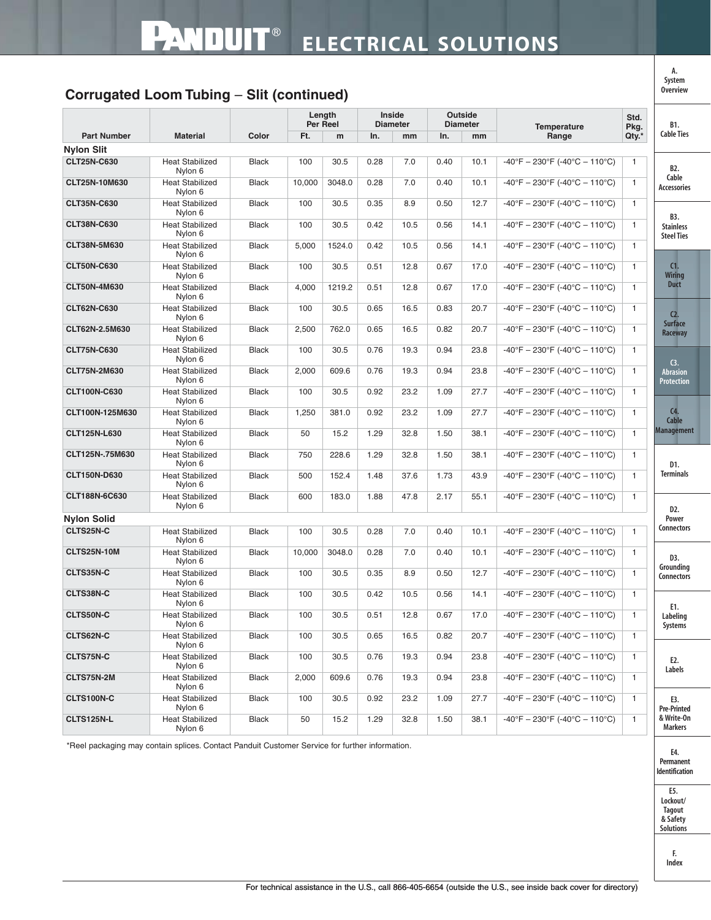## Corrugated Loom Tubing – Slit (continued)

| Part Number | Material | Color | Length Per Reel | | Inside Diameter | | Outside Diameter | | Temperature Range | Std. Pkg. Qty.* |
|---|---|---|---|---|---|---|---|---|---|---|
| | | | Ft. | m | In. | mm | In. | mm | | |
| **Nylon Slit** | | | | | | | | | | |
| **CLT25N-C630** | Heat Stabilized Nylon 6 | Black | 100 | 30.5 | 0.28 | 7.0 | 0.40 | 10.1 | -40°F – 230°F (-40°C – 110°C) | 1 |
| **CLT25N-10M630** | Heat Stabilized Nylon 6 | Black | 10,000 | 3048.0 | 0.28 | 7.0 | 0.40 | 10.1 | -40°F – 230°F (-40°C – 110°C) | 1 |
| **CLT35N-C630** | Heat Stabilized Nylon 6 | Black | 100 | 30.5 | 0.35 | 8.9 | 0.50 | 12.7 | -40°F – 230°F (-40°C – 110°C) | 1 |
| **CLT38N-C630** | Heat Stabilized Nylon 6 | Black | 100 | 30.5 | 0.42 | 10.5 | 0.56 | 14.1 | -40°F – 230°F (-40°C – 110°C) | 1 |
| **CLT38N-5M630** | Heat Stabilized Nylon 6 | Black | 5,000 | 1524.0 | 0.42 | 10.5 | 0.56 | 14.1 | -40°F – 230°F (-40°C – 110°C) | 1 |
| **CLT50N-C630** | Heat Stabilized Nylon 6 | Black | 100 | 30.5 | 0.51 | 12.8 | 0.67 | 17.0 | -40°F – 230°F (-40°C – 110°C) | 1 |
| **CLT50N-4M630** | Heat Stabilized Nylon 6 | Black | 4,000 | 1219.2 | 0.51 | 12.8 | 0.67 | 17.0 | -40°F – 230°F (-40°C – 110°C) | 1 |
| **CLT62N-C630** | Heat Stabilized Nylon 6 | Black | 100 | 30.5 | 0.65 | 16.5 | 0.83 | 20.7 | -40°F – 230°F (-40°C – 110°C) | 1 |
| **CLT62N-2.5M630** | Heat Stabilized Nylon 6 | Black | 2,500 | 762.0 | 0.65 | 16.5 | 0.82 | 20.7 | -40°F – 230°F (-40°C – 110°C) | 1 |
| **CLT75N-C630** | Heat Stabilized Nylon 6 | Black | 100 | 30.5 | 0.76 | 19.3 | 0.94 | 23.8 | -40°F – 230°F (-40°C – 110°C) | 1 |
| **CLT75N-2M630** | Heat Stabilized Nylon 6 | Black | 2,000 | 609.6 | 0.76 | 19.3 | 0.94 | 23.8 | -40°F – 230°F (-40°C – 110°C) | 1 |
| **CLT100N-C630** | Heat Stabilized Nylon 6 | Black | 100 | 30.5 | 0.92 | 23.2 | 1.09 | 27.7 | -40°F – 230°F (-40°C – 110°C) | 1 |
| **CLT100N-125M630** | Heat Stabilized Nylon 6 | Black | 1,250 | 381.0 | 0.92 | 23.2 | 1.09 | 27.7 | -40°F – 230°F (-40°C – 110°C) | 1 |
| **CLT125N-L630** | Heat Stabilized Nylon 6 | Black | 50 | 15.2 | 1.29 | 32.8 | 1.50 | 38.1 | -40°F – 230°F (-40°C – 110°C) | 1 |
| **CLT125N-.75M630** | Heat Stabilized Nylon 6 | Black | 750 | 228.6 | 1.29 | 32.8 | 1.50 | 38.1 | -40°F – 230°F (-40°C – 110°C) | 1 |
| **CLT150N-D630** | Heat Stabilized Nylon 6 | Black | 500 | 152.4 | 1.48 | 37.6 | 1.73 | 43.9 | -40°F – 230°F (-40°C – 110°C) | 1 |
| **CLT188N-6C630** | Heat Stabilized Nylon 6 | Black | 600 | 183.0 | 1.88 | 47.8 | 2.17 | 55.1 | -40°F – 230°F (-40°C – 110°C) | 1 |
| **Nylon Solid** | | | | | | | | | | |
| **CLTS25N-C** | Heat Stabilized Nylon 6 | Black | 100 | 30.5 | 0.28 | 7.0 | 0.40 | 10.1 | -40°F – 230°F (-40°C – 110°C) | 1 |
| **CLTS25N-10M** | Heat Stabilized Nylon 6 | Black | 10,000 | 3048.0 | 0.28 | 7.0 | 0.40 | 10.1 | -40°F – 230°F (-40°C – 110°C) | 1 |
| **CLTS35N-C** | Heat Stabilized Nylon 6 | Black | 100 | 30.5 | 0.35 | 8.9 | 0.50 | 12.7 | -40°F – 230°F (-40°C – 110°C) | 1 |
| **CLTS38N-C** | Heat Stabilized Nylon 6 | Black | 100 | 30.5 | 0.42 | 10.5 | 0.56 | 14.1 | -40°F – 230°F (-40°C – 110°C) | 1 |
| **CLTS50N-C** | Heat Stabilized Nylon 6 | Black | 100 | 30.5 | 0.51 | 12.8 | 0.67 | 17.0 | -40°F – 230°F (-40°C – 110°C) | 1 |
| **CLTS62N-C** | Heat Stabilized Nylon 6 | Black | 100 | 30.5 | 0.65 | 16.5 | 0.82 | 20.7 | -40°F – 230°F (-40°C – 110°C) | 1 |
| **CLTS75N-C** | Heat Stabilized Nylon 6 | Black | 100 | 30.5 | 0.76 | 19.3 | 0.94 | 23.8 | -40°F – 230°F (-40°C – 110°C) | 1 |
| **CLTS75N-2M** | Heat Stabilized Nylon 6 | Black | 2,000 | 609.6 | 0.76 | 19.3 | 0.94 | 23.8 | -40°F – 230°F (-40°C – 110°C) | 1 |
| **CLTS100N-C** | Heat Stabilized Nylon 6 | Black | 100 | 30.5 | 0.92 | 23.2 | 1.09 | 27.7 | -40°F – 230°F (-40°C – 110°C) | 1 |
| **CLTS125N-L** | Heat Stabilized Nylon 6 | Black | 50 | 15.2 | 1.29 | 32.8 | 1.50 | 38.1 | -40°F – 230°F (-40°C – 110°C) | 1 |

*Reel packaging may contain splices. Contact Panduit Customer Service for further information.